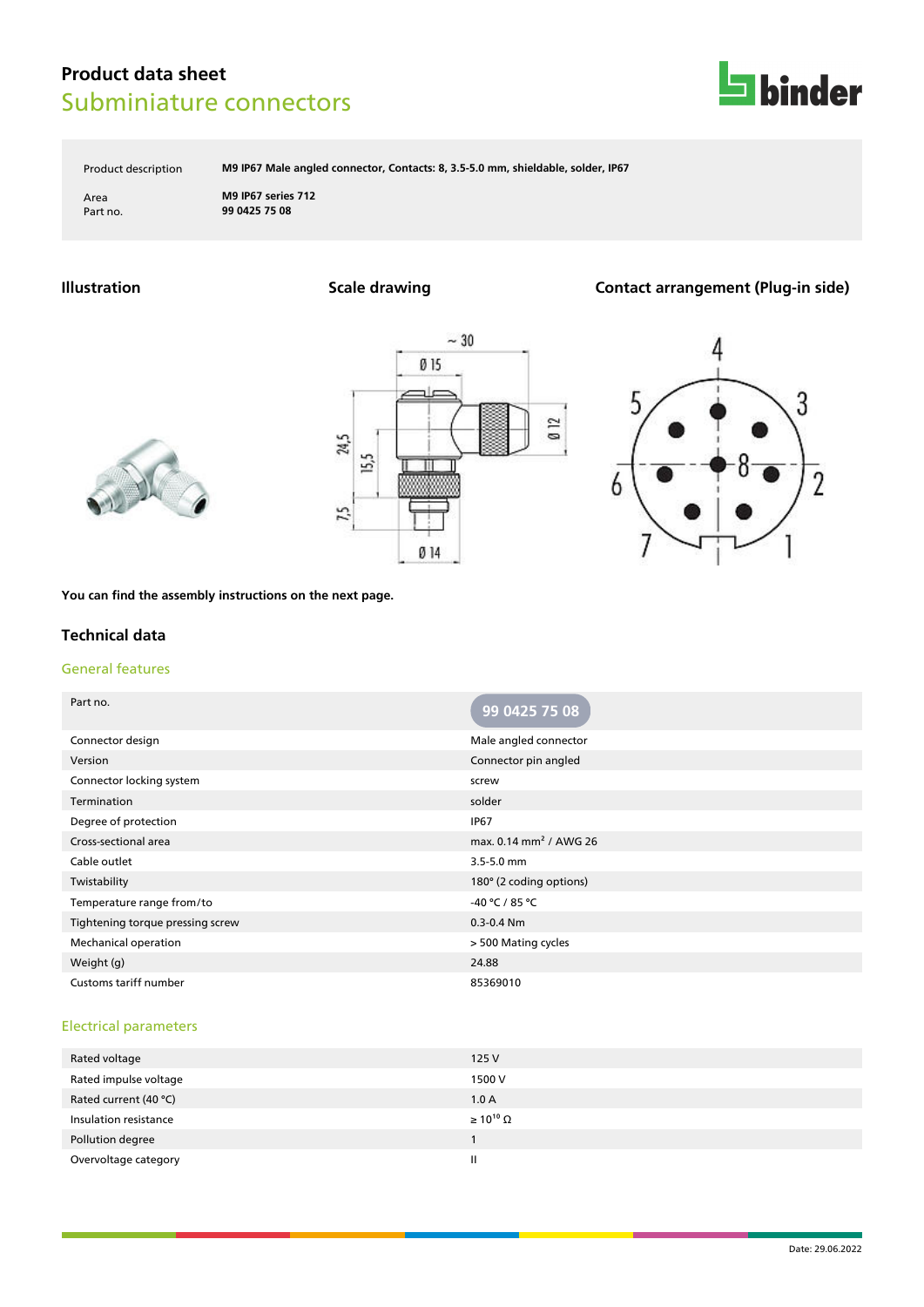# Product data sheet

## Subminiature connectors

| | |
|---|---|
| Product description | M9 IP67 Male angled connector, Contacts: 8, 3.5-5.0 mm, shieldable, solder, IP67 |
| Area | M9 IP67 series 712 |
| Part no. | 99 0425 75 08 |

### Illustration

### Scale drawing

### Contact arrangement (Plug-in side)

**You can find the assembly instructions on the next page.**

## Technical data

### General features

| Part no. | 99 0425 75 08 |
|---|---|
| Connector design | Male angled connector |
| Version | Connector pin angled |
| Connector locking system | screw |
| Termination | solder |
| Degree of protection | IP67 |
| Cross-sectional area | max. 0.14 $mm^2$ / AWG 26 |
| Cable outlet | 3.5-5.0 mm |
| Twistability | 180° (2 coding options) |
| Temperature range from/to | -40 °C / 85 °C |
| Tightening torque pressing screw | 0.3-0.4 Nm |
| Mechanical operation | > 500 Mating cycles |
| Weight (g) | 24.88 |
| Customs tariff number | 85369010 |

### Electrical parameters

| | |
|---|---|
| Rated voltage | 125 V |
| Rated impulse voltage | 1500 V |
| Rated current (40 °C) | 1.0 A |
| Insulation resistance | $\geq 10^{10}$ Ω |
| Pollution degree | 1 |
| Overvoltage category | II |

Date: 29.06.2022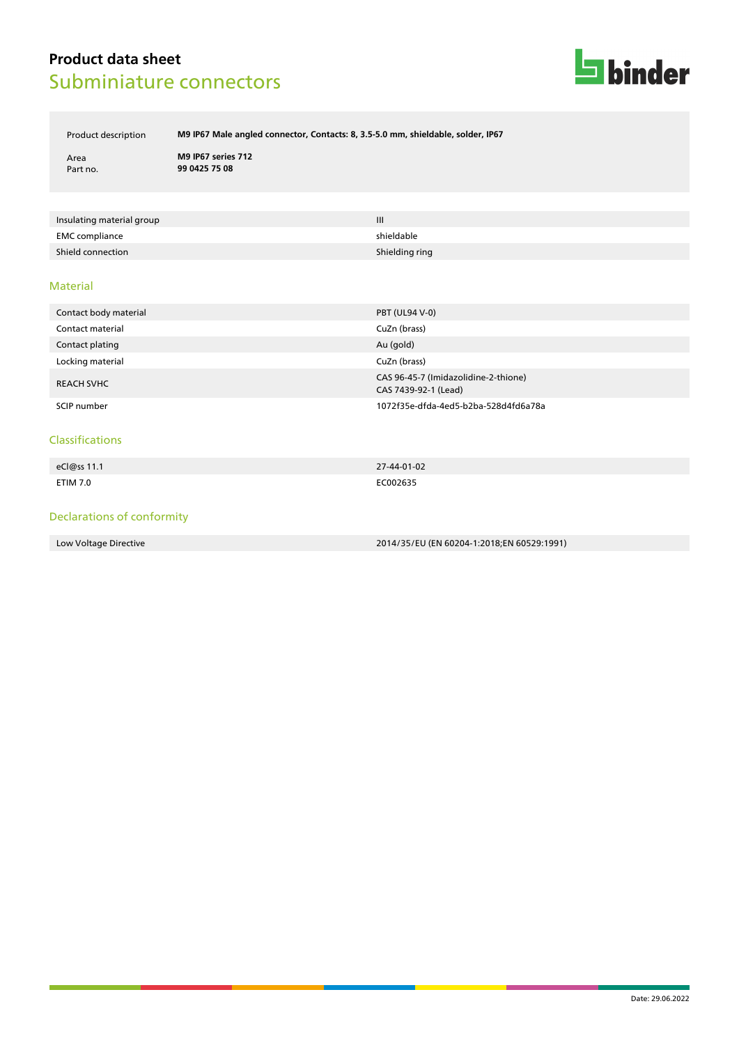# Product data sheet
## Subminiature connectors

| | |
|---|---|
| Product description | **M9 IP67 Male angled connector, Contacts: 8, 3.5-5.0 mm, shieldable, solder, IP67** |
| Area | **M9 IP67 series 712** |
| Part no. | **99 0425 75 08** |

| | |
|---|---|
| Insulating material group | III |
| EMC compliance | shieldable |
| Shield connection | Shielding ring |

### Material

| | |
|---|---|
| Contact body material | PBT (UL94 V-0) |
| Contact material | CuZn (brass) |
| Contact plating | Au (gold) |
| Locking material | CuZn (brass) |
| REACH SVHC | CAS 96-45-7 (Imidazolidine-2-thione)<br>CAS 7439-92-1 (Lead) |
| SCIP number | 1072f35e-dfda-4ed5-b2ba-528d4fd6a78a |

### Classifications

| | |
|---|---|
| eCl@ss 11.1 | 27-44-01-02 |
| ETIM 7.0 | EC002635 |

### Declarations of conformity

| | |
|---|---|
| Low Voltage Directive | 2014/35/EU (EN 60204-1:2018;EN 60529:1991) |

Date: 29.06.2022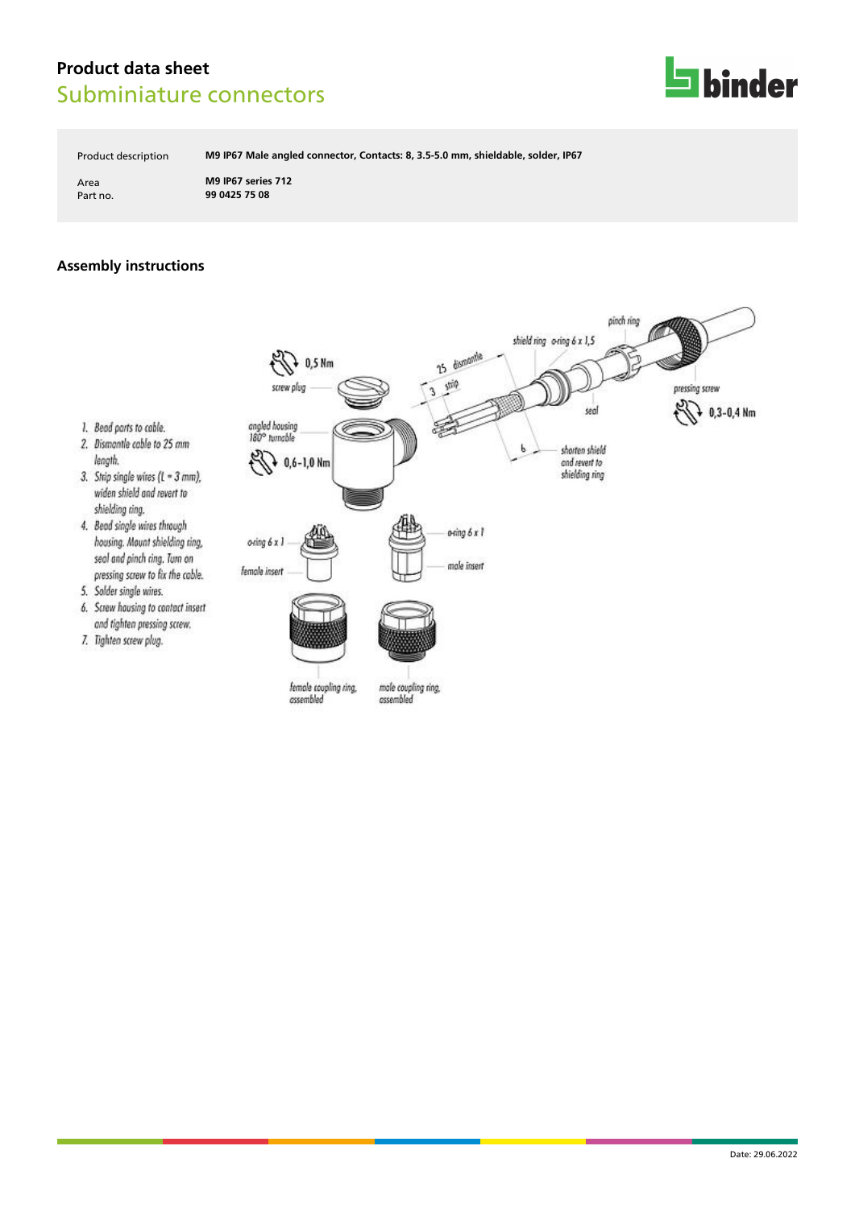# Product data sheet

## Subminiature connectors

| | |
|---|---|
| Product description | **M9 IP67 Male angled connector, Contacts: 8, 3.5-5.0 mm, shieldable, solder, IP67** |
| Area | **M9 IP67 series 712** |
| Part no. | **99 0425 75 08** |

### Assembly instructions

1. Bead parts to cable.
2. Dismantle cable to 25 mm length.
3. Strip single wires (L = 3 mm), widen shield and revert to shielding ring.
4. Bead single wires through housing. Mount shielding ring, seal and pinch ring. Turn on pressing screw to fix the cable.
5. Solder single wires.
6. Screw housing to contact insert and tighten pressing screw.
7. Tighten screw plug.

0,5 Nm

screw plug

angled housing 180° turnable

0,6-1,0 Nm

25 dismantle

3 strip

6

shield ring

o-ring 6 x 1,5

pinch ring

seal

pressing screw

0,3-0,4 Nm

shorten shield and revert to shielding ring

o-ring 6 x 1

female insert

o-ring 6 x 1

male insert

female coupling ring, assembled

male coupling ring, assembled

Date: 29.06.2022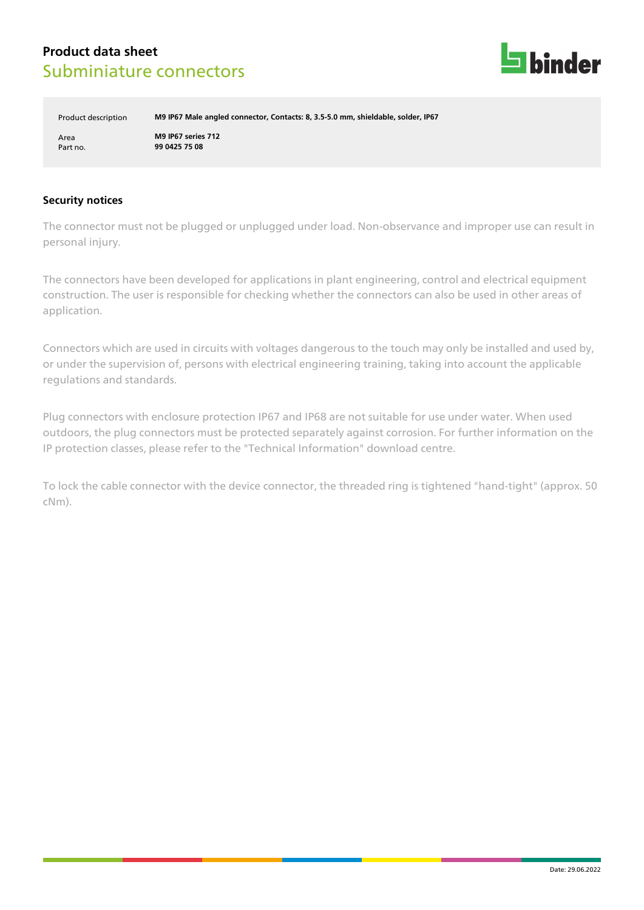# Product data sheet
## Subminiature connectors

| | |
|---|---|
| Product description | **M9 IP67 Male angled connector, Contacts: 8, 3.5-5.0 mm, shieldable, solder, IP67** |
| Area | **M9 IP67 series 712** |
| Part no. | **99 0425 75 08** |

### Security notices

The connector must not be plugged or unplugged under load. Non-observance and improper use can result in personal injury.

The connectors have been developed for applications in plant engineering, control and electrical equipment construction. The user is responsible for checking whether the connectors can also be used in other areas of application.

Connectors which are used in circuits with voltages dangerous to the touch may only be installed and used by, or under the supervision of, persons with electrical engineering training, taking into account the applicable regulations and standards.

Plug connectors with enclosure protection IP67 and IP68 are not suitable for use under water. When used outdoors, the plug connectors must be protected separately against corrosion. For further information on the IP protection classes, please refer to the "Technical Information" download centre.

To lock the cable connector with the device connector, the threaded ring is tightened "hand-tight" (approx. 50 cNm).

Date: 29.06.2022